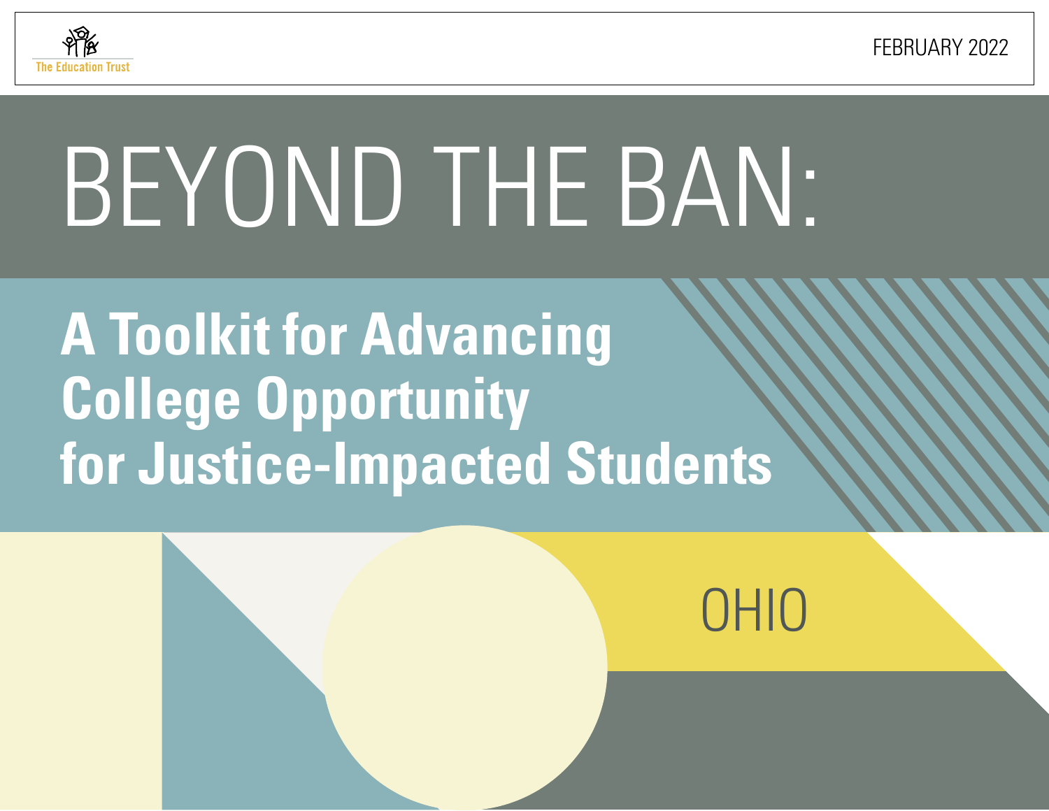The Education Trust

FEBRUARY 2022

# BEYOND THE BAN:

## A Toolkit for Advancing College Opportunity for Justice-Impacted Students

OHIO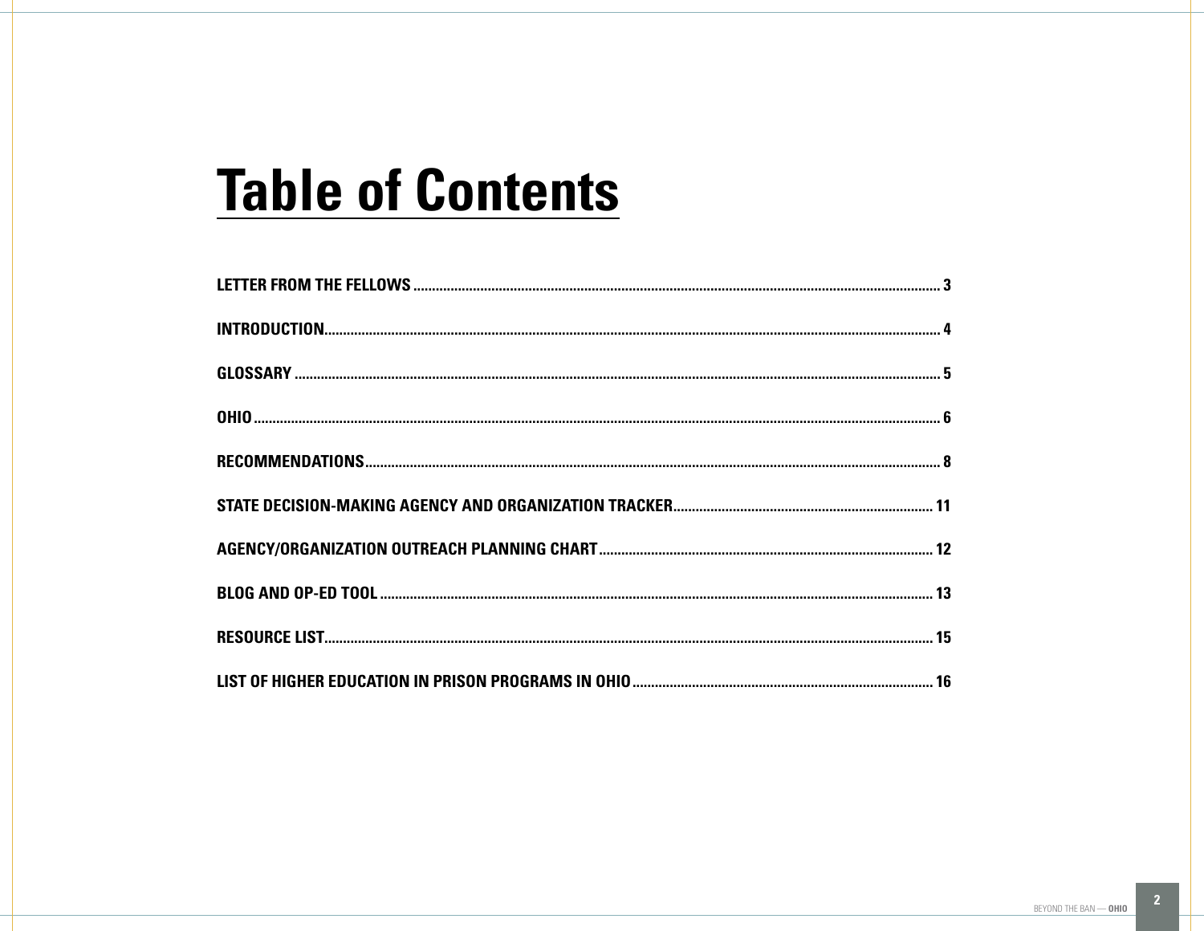# Table of Contents

LETTER FROM THE FELLOWS ........ 3

INTRODUCTION........ 4

GLOSSARY ........ 5

OHIO........ 6

RECOMMENDATIONS........ 8

STATE DECISION-MAKING AGENCY AND ORGANIZATION TRACKER........ 11

AGENCY/ORGANIZATION OUTREACH PLANNING CHART........ 12

BLOG AND OP-ED TOOL ........ 13

RESOURCE LIST........ 15

LIST OF HIGHER EDUCATION IN PRISON PROGRAMS IN OHIO........ 16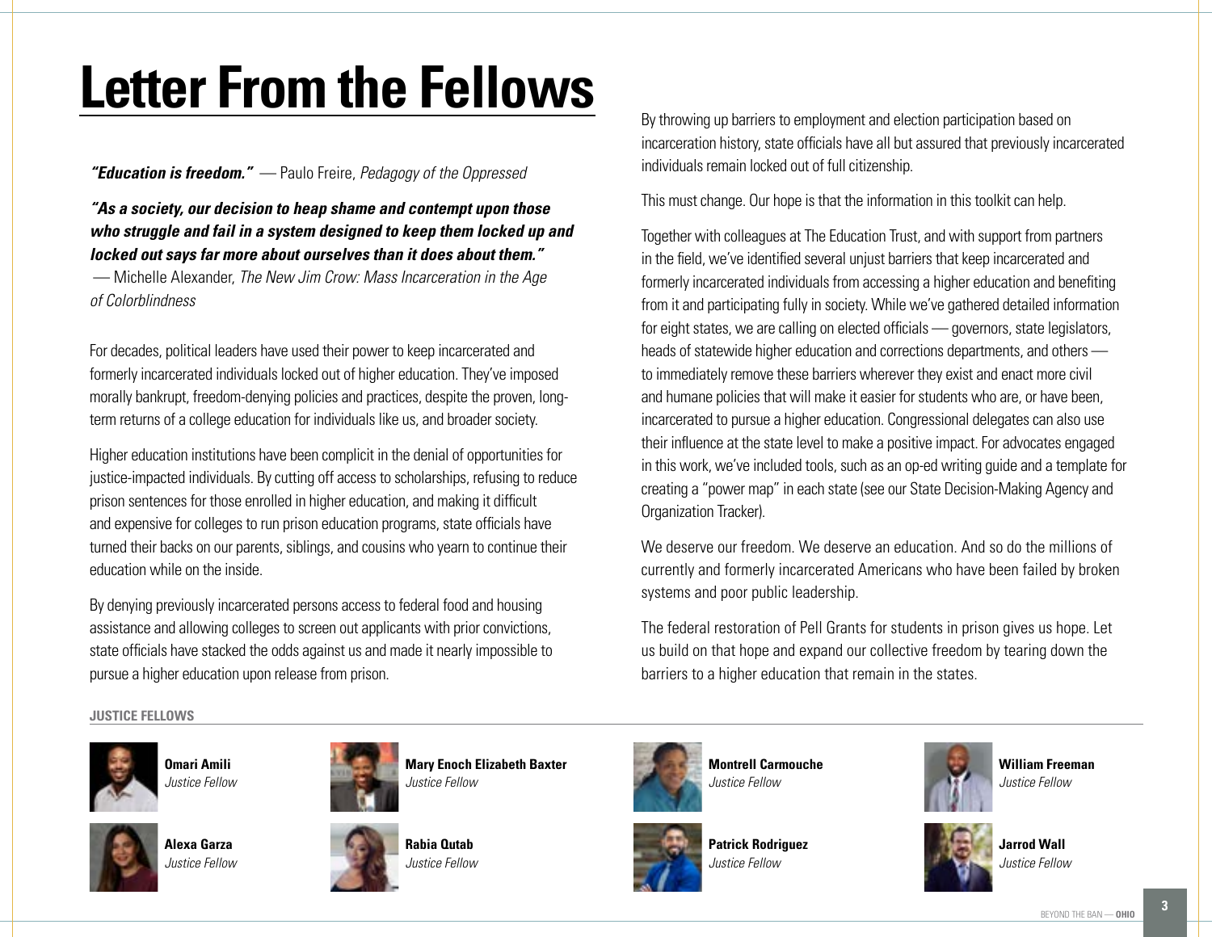# Letter From the Fellows

***"Education is freedom."*** — Paulo Freire, *Pedagogy of the Oppressed*

***"As a society, our decision to heap shame and contempt upon those who struggle and fail in a system designed to keep them locked up and locked out says far more about ourselves than it does about them."*** — Michelle Alexander, *The New Jim Crow: Mass Incarceration in the Age of Colorblindness*

For decades, political leaders have used their power to keep incarcerated and formerly incarcerated individuals locked out of higher education. They've imposed morally bankrupt, freedom-denying policies and practices, despite the proven, long-term returns of a college education for individuals like us, and broader society.

Higher education institutions have been complicit in the denial of opportunities for justice-impacted individuals. By cutting off access to scholarships, refusing to reduce prison sentences for those enrolled in higher education, and making it difficult and expensive for colleges to run prison education programs, state officials have turned their backs on our parents, siblings, and cousins who yearn to continue their education while on the inside.

By denying previously incarcerated persons access to federal food and housing assistance and allowing colleges to screen out applicants with prior convictions, state officials have stacked the odds against us and made it nearly impossible to pursue a higher education upon release from prison.

By throwing up barriers to employment and election participation based on incarceration history, state officials have all but assured that previously incarcerated individuals remain locked out of full citizenship.

This must change. Our hope is that the information in this toolkit can help.

Together with colleagues at The Education Trust, and with support from partners in the field, we've identified several unjust barriers that keep incarcerated and formerly incarcerated individuals from accessing a higher education and benefiting from it and participating fully in society. While we've gathered detailed information for eight states, we are calling on elected officials — governors, state legislators, heads of statewide higher education and corrections departments, and others — to immediately remove these barriers wherever they exist and enact more civil and humane policies that will make it easier for students who are, or have been, incarcerated to pursue a higher education. Congressional delegates can also use their influence at the state level to make a positive impact. For advocates engaged in this work, we've included tools, such as an op-ed writing guide and a template for creating a "power map" in each state (see our State Decision-Making Agency and Organization Tracker).

We deserve our freedom. We deserve an education. And so do the millions of currently and formerly incarcerated Americans who have been failed by broken systems and poor public leadership.

The federal restoration of Pell Grants for students in prison gives us hope. Let us build on that hope and expand our collective freedom by tearing down the barriers to a higher education that remain in the states.

**JUSTICE FELLOWS**

**Omari Amili**
*Justice Fellow*

**Mary Enoch Elizabeth Baxter**
*Justice Fellow*

**Montrell Carmouche**
*Justice Fellow*

**William Freeman**
*Justice Fellow*

**Alexa Garza**
*Justice Fellow*

**Rabia Qutab**
*Justice Fellow*

**Patrick Rodriguez**
*Justice Fellow*

**Jarrod Wall**
*Justice Fellow*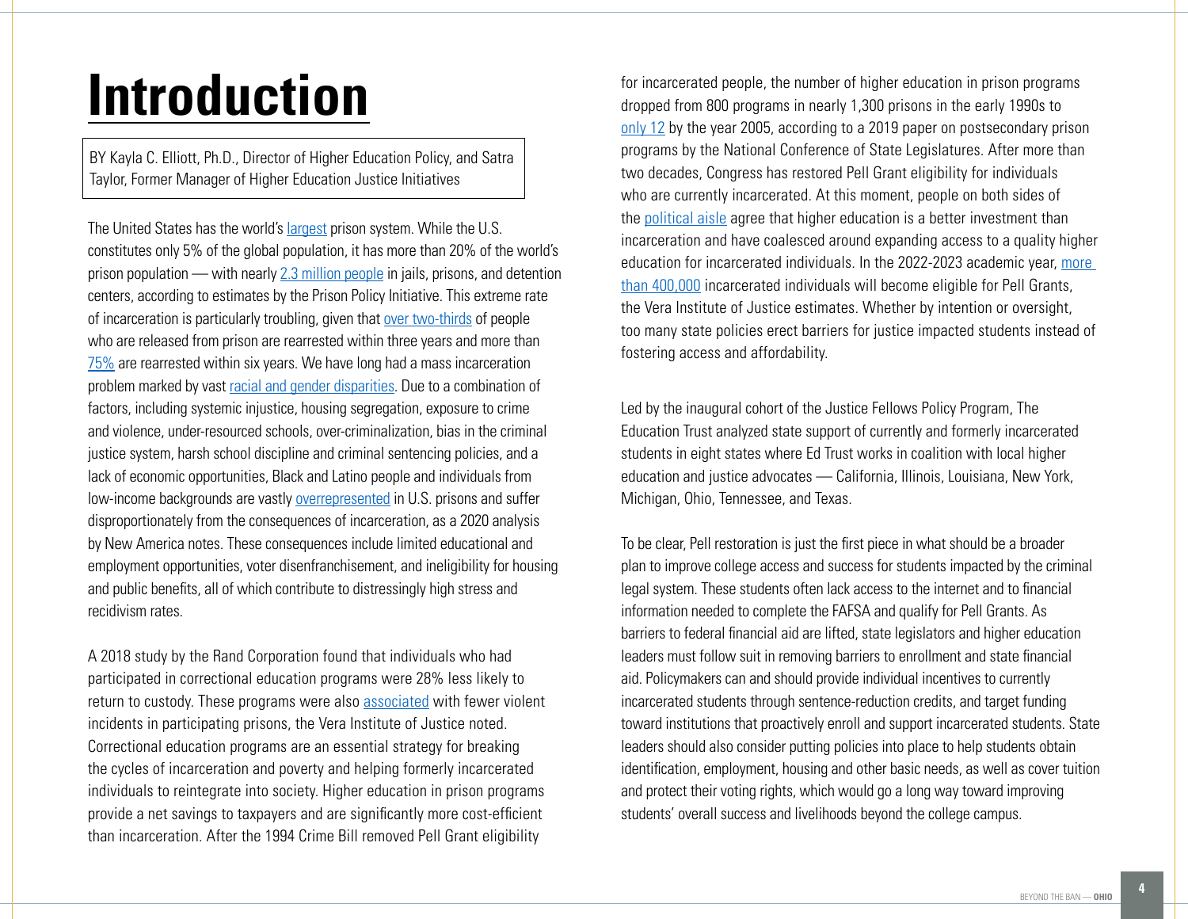# Introduction

BY Kayla C. Elliott, Ph.D., Director of Higher Education Policy, and Satra Taylor, Former Manager of Higher Education Justice Initiatives

The United States has the world's largest prison system. While the U.S. constitutes only 5% of the global population, it has more than 20% of the world's prison population — with nearly 2.3 million people in jails, prisons, and detention centers, according to estimates by the Prison Policy Initiative. This extreme rate of incarceration is particularly troubling, given that over two-thirds of people who are released from prison are rearrested within three years and more than 75% are rearrested within six years. We have long had a mass incarceration problem marked by vast racial and gender disparities. Due to a combination of factors, including systemic injustice, housing segregation, exposure to crime and violence, under-resourced schools, over-criminalization, bias in the criminal justice system, harsh school discipline and criminal sentencing policies, and a lack of economic opportunities, Black and Latino people and individuals from low-income backgrounds are vastly overrepresented in U.S. prisons and suffer disproportionately from the consequences of incarceration, as a 2020 analysis by New America notes. These consequences include limited educational and employment opportunities, voter disenfranchisement, and ineligibility for housing and public benefits, all of which contribute to distressingly high stress and recidivism rates.

A 2018 study by the Rand Corporation found that individuals who had participated in correctional education programs were 28% less likely to return to custody. These programs were also associated with fewer violent incidents in participating prisons, the Vera Institute of Justice noted. Correctional education programs are an essential strategy for breaking the cycles of incarceration and poverty and helping formerly incarcerated individuals to reintegrate into society. Higher education in prison programs provide a net savings to taxpayers and are significantly more cost-efficient than incarceration. After the 1994 Crime Bill removed Pell Grant eligibility for incarcerated people, the number of higher education in prison programs dropped from 800 programs in nearly 1,300 prisons in the early 1990s to only 12 by the year 2005, according to a 2019 paper on postsecondary prison programs by the National Conference of State Legislatures. After more than two decades, Congress has restored Pell Grant eligibility for individuals who are currently incarcerated. At this moment, people on both sides of the political aisle agree that higher education is a better investment than incarceration and have coalesced around expanding access to a quality higher education for incarcerated individuals. In the 2022-2023 academic year, more than 400,000 incarcerated individuals will become eligible for Pell Grants, the Vera Institute of Justice estimates. Whether by intention or oversight, too many state policies erect barriers for justice impacted students instead of fostering access and affordability.

Led by the inaugural cohort of the Justice Fellows Policy Program, The Education Trust analyzed state support of currently and formerly incarcerated students in eight states where Ed Trust works in coalition with local higher education and justice advocates — California, Illinois, Louisiana, New York, Michigan, Ohio, Tennessee, and Texas.

To be clear, Pell restoration is just the first piece in what should be a broader plan to improve college access and success for students impacted by the criminal legal system. These students often lack access to the internet and to financial information needed to complete the FAFSA and qualify for Pell Grants. As barriers to federal financial aid are lifted, state legislators and higher education leaders must follow suit in removing barriers to enrollment and state financial aid. Policymakers can and should provide individual incentives to currently incarcerated students through sentence-reduction credits, and target funding toward institutions that proactively enroll and support incarcerated students. State leaders should also consider putting policies into place to help students obtain identification, employment, housing and other basic needs, as well as cover tuition and protect their voting rights, which would go a long way toward improving students' overall success and livelihoods beyond the college campus.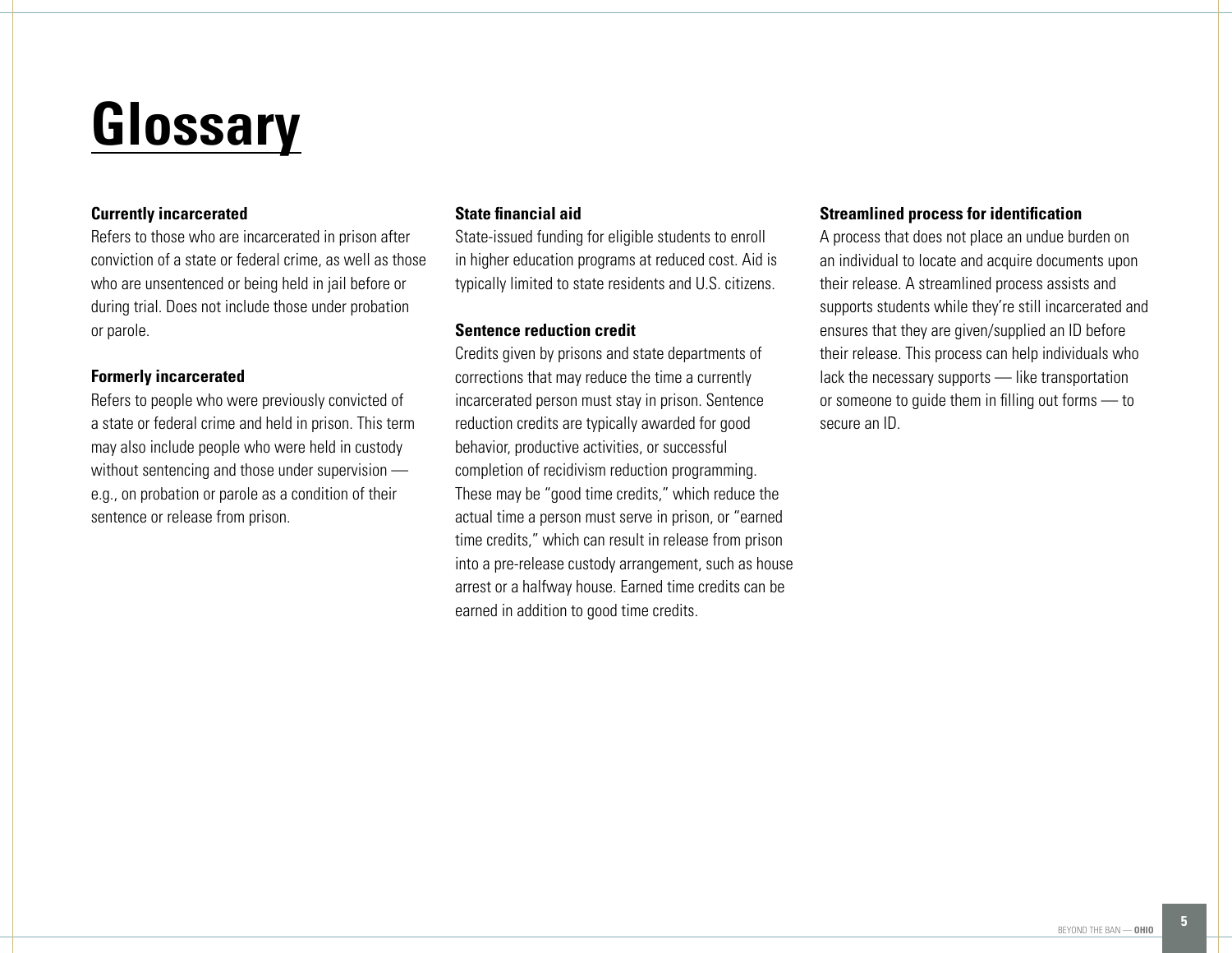# Glossary

**Currently incarcerated**

Refers to those who are incarcerated in prison after conviction of a state or federal crime, as well as those who are unsentenced or being held in jail before or during trial. Does not include those under probation or parole.

**Formerly incarcerated**

Refers to people who were previously convicted of a state or federal crime and held in prison. This term may also include people who were held in custody without sentencing and those under supervision — e.g., on probation or parole as a condition of their sentence or release from prison.

**State financial aid**

State-issued funding for eligible students to enroll in higher education programs at reduced cost. Aid is typically limited to state residents and U.S. citizens.

**Sentence reduction credit**

Credits given by prisons and state departments of corrections that may reduce the time a currently incarcerated person must stay in prison. Sentence reduction credits are typically awarded for good behavior, productive activities, or successful completion of recidivism reduction programming. These may be "good time credits," which reduce the actual time a person must serve in prison, or "earned time credits," which can result in release from prison into a pre-release custody arrangement, such as house arrest or a halfway house. Earned time credits can be earned in addition to good time credits.

**Streamlined process for identification**

A process that does not place an undue burden on an individual to locate and acquire documents upon their release. A streamlined process assists and supports students while they're still incarcerated and ensures that they are given/supplied an ID before their release. This process can help individuals who lack the necessary supports — like transportation or someone to guide them in filling out forms — to secure an ID.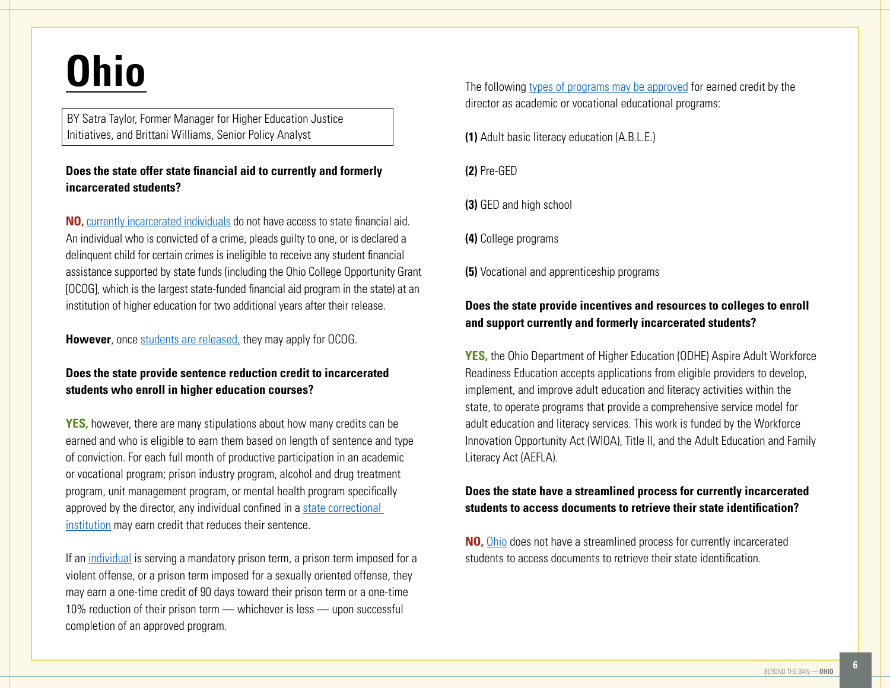# Ohio

BY Satra Taylor, Former Manager for Higher Education Justice Initiatives, and Brittani Williams, Senior Policy Analyst

**Does the state offer state financial aid to currently and formerly incarcerated students?**

**NO,** currently incarcerated individuals do not have access to state financial aid. An individual who is convicted of a crime, pleads guilty to one, or is declared a delinquent child for certain crimes is ineligible to receive any student financial assistance supported by state funds (including the Ohio College Opportunity Grant [OCOG], which is the largest state-funded financial aid program in the state) at an institution of higher education for two additional years after their release.

**However**, once students are released, they may apply for OCOG.

**Does the state provide sentence reduction credit to incarcerated students who enroll in higher education courses?**

**YES,** however, there are many stipulations about how many credits can be earned and who is eligible to earn them based on length of sentence and type of conviction. For each full month of productive participation in an academic or vocational program; prison industry program, alcohol and drug treatment program, unit management program, or mental health program specifically approved by the director, any individual confined in a state correctional institution may earn credit that reduces their sentence.

If an individual is serving a mandatory prison term, a prison term imposed for a violent offense, or a prison term imposed for a sexually oriented offense, they may earn a one-time credit of 90 days toward their prison term or a one-time 10% reduction of their prison term — whichever is less — upon successful completion of an approved program.

The following types of programs may be approved for earned credit by the director as academic or vocational educational programs:

**(1)** Adult basic literacy education (A.B.L.E.)

**(2)** Pre-GED

**(3)** GED and high school

**(4)** College programs

**(5)** Vocational and apprenticeship programs

**Does the state provide incentives and resources to colleges to enroll and support currently and formerly incarcerated students?**

**YES,** the Ohio Department of Higher Education (ODHE) Aspire Adult Workforce Readiness Education accepts applications from eligible providers to develop, implement, and improve adult education and literacy activities within the state, to operate programs that provide a comprehensive service model for adult education and literacy services. This work is funded by the Workforce Innovation Opportunity Act (WIOA), Title II, and the Adult Education and Family Literacy Act (AEFLA).

**Does the state have a streamlined process for currently incarcerated students to access documents to retrieve their state identification?**

**NO,** Ohio does not have a streamlined process for currently incarcerated students to access documents to retrieve their state identification.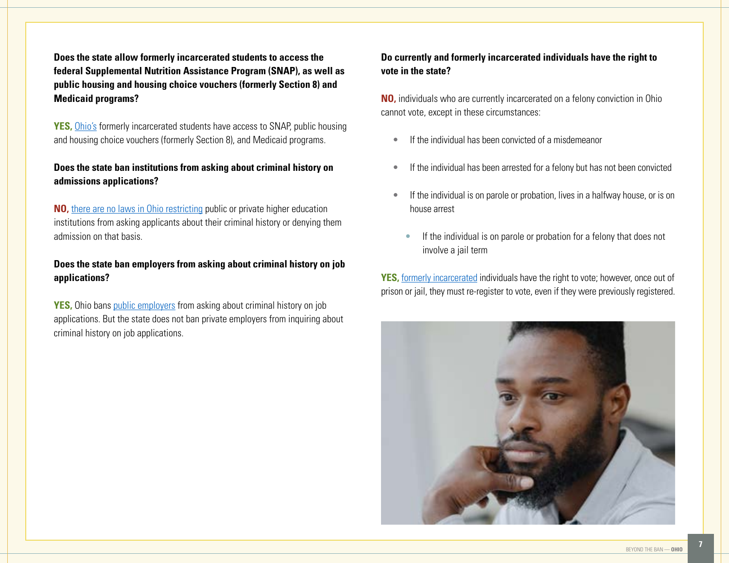**Does the state allow formerly incarcerated students to access the federal Supplemental Nutrition Assistance Program (SNAP), as well as public housing and housing choice vouchers (formerly Section 8) and Medicaid programs?**

**YES,** Ohio's formerly incarcerated students have access to SNAP, public housing and housing choice vouchers (formerly Section 8), and Medicaid programs.

**Does the state ban institutions from asking about criminal history on admissions applications?**

**NO,** there are no laws in Ohio restricting public or private higher education institutions from asking applicants about their criminal history or denying them admission on that basis.

**Does the state ban employers from asking about criminal history on job applications?**

**YES,** Ohio bans public employers from asking about criminal history on job applications. But the state does not ban private employers from inquiring about criminal history on job applications.

**Do currently and formerly incarcerated individuals have the right to vote in the state?**

**NO,** individuals who are currently incarcerated on a felony conviction in Ohio cannot vote, except in these circumstances:

- If the individual has been convicted of a misdemeanor
- If the individual has been arrested for a felony but has not been convicted
- If the individual is on parole or probation, lives in a halfway house, or is on house arrest
  - If the individual is on parole or probation for a felony that does not involve a jail term

**YES,** formerly incarcerated individuals have the right to vote; however, once out of prison or jail, they must re-register to vote, even if they were previously registered.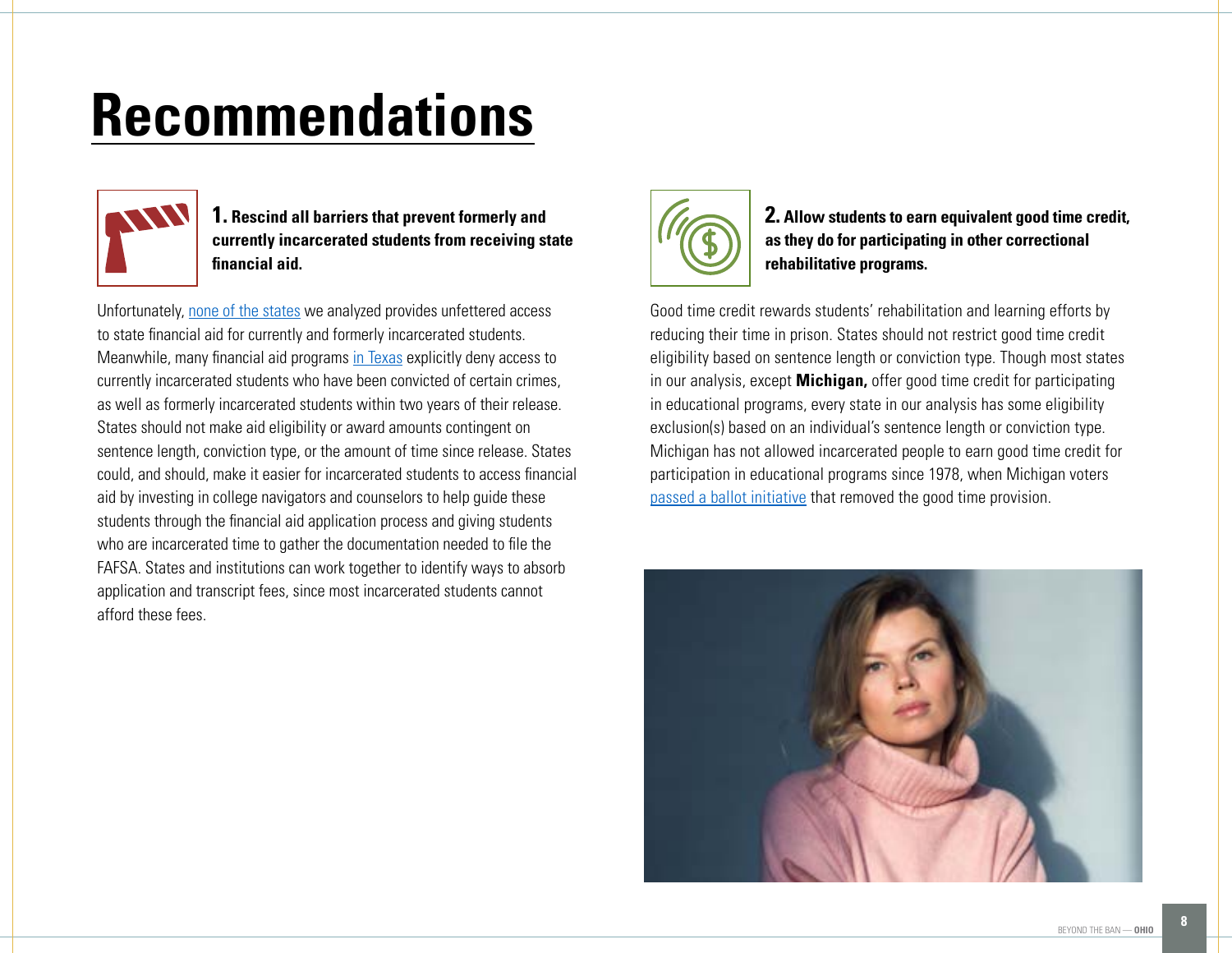# Recommendations

**1. Rescind all barriers that prevent formerly and currently incarcerated students from receiving state financial aid.**

Unfortunately, none of the states we analyzed provides unfettered access to state financial aid for currently and formerly incarcerated students. Meanwhile, many financial aid programs in Texas explicitly deny access to currently incarcerated students who have been convicted of certain crimes, as well as formerly incarcerated students within two years of their release. States should not make aid eligibility or award amounts contingent on sentence length, conviction type, or the amount of time since release. States could, and should, make it easier for incarcerated students to access financial aid by investing in college navigators and counselors to help guide these students through the financial aid application process and giving students who are incarcerated time to gather the documentation needed to file the FAFSA. States and institutions can work together to identify ways to absorb application and transcript fees, since most incarcerated students cannot afford these fees.

**2. Allow students to earn equivalent good time credit, as they do for participating in other correctional rehabilitative programs.**

Good time credit rewards students' rehabilitation and learning efforts by reducing their time in prison. States should not restrict good time credit eligibility based on sentence length or conviction type. Though most states in our analysis, except **Michigan,** offer good time credit for participating in educational programs, every state in our analysis has some eligibility exclusion(s) based on an individual's sentence length or conviction type. Michigan has not allowed incarcerated people to earn good time credit for participation in educational programs since 1978, when Michigan voters passed a ballot initiative that removed the good time provision.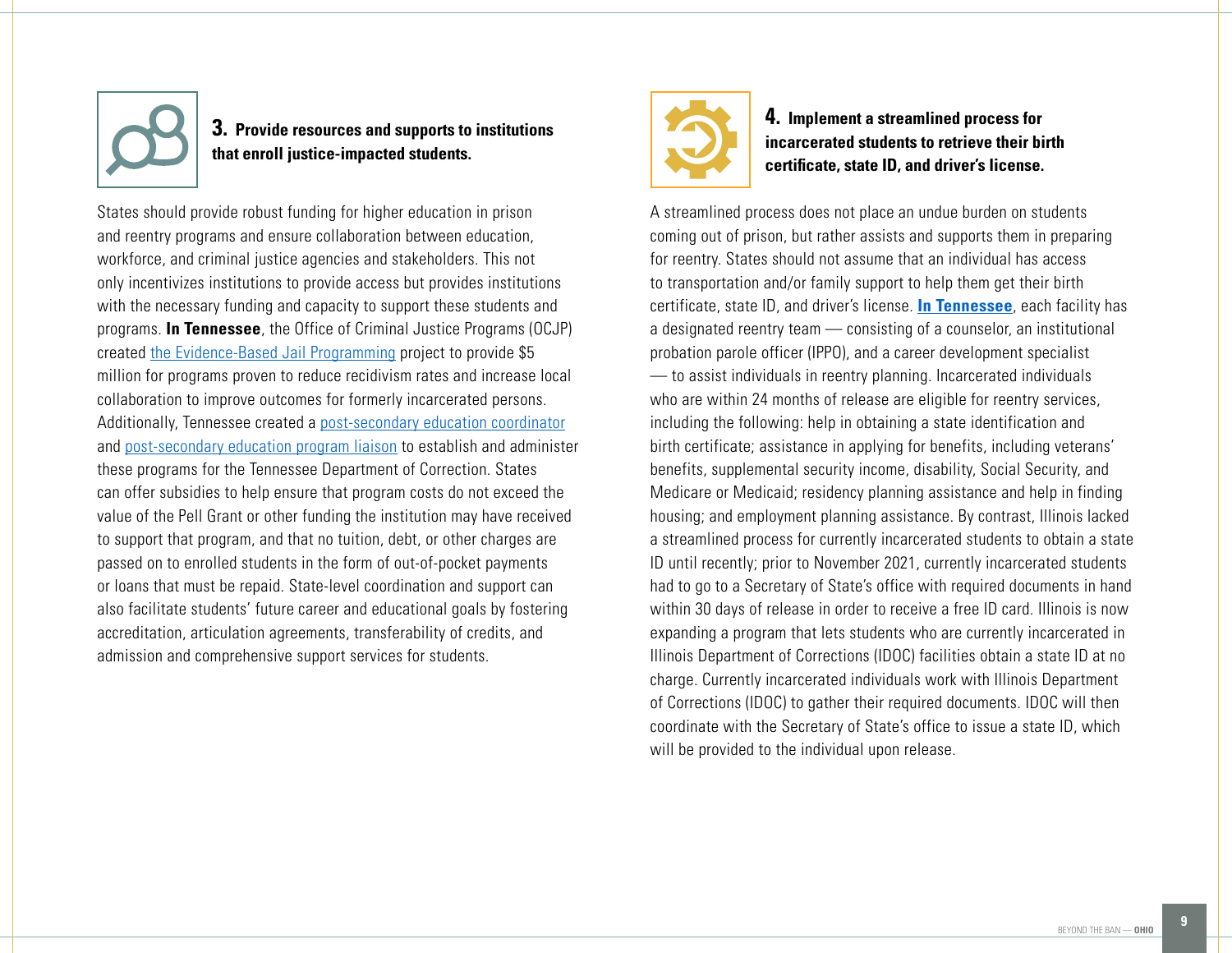### 3. Provide resources and supports to institutions that enroll justice-impacted students.

States should provide robust funding for higher education in prison and reentry programs and ensure collaboration between education, workforce, and criminal justice agencies and stakeholders. This not only incentivizes institutions to provide access but provides institutions with the necessary funding and capacity to support these students and programs. **In Tennessee**, the Office of Criminal Justice Programs (OCJP) created the Evidence-Based Jail Programming project to provide $5 million for programs proven to reduce recidivism rates and increase local collaboration to improve outcomes for formerly incarcerated persons. Additionally, Tennessee created a post-secondary education coordinator and post-secondary education program liaison to establish and administer these programs for the Tennessee Department of Correction. States can offer subsidies to help ensure that program costs do not exceed the value of the Pell Grant or other funding the institution may have received to support that program, and that no tuition, debt, or other charges are passed on to enrolled students in the form of out-of-pocket payments or loans that must be repaid. State-level coordination and support can also facilitate students' future career and educational goals by fostering accreditation, articulation agreements, transferability of credits, and admission and comprehensive support services for students.

### 4. Implement a streamlined process for incarcerated students to retrieve their birth certificate, state ID, and driver's license.

A streamlined process does not place an undue burden on students coming out of prison, but rather assists and supports them in preparing for reentry. States should not assume that an individual has access to transportation and/or family support to help them get their birth certificate, state ID, and driver's license. **In Tennessee**, each facility has a designated reentry team — consisting of a counselor, an institutional probation parole officer (IPPO), and a career development specialist — to assist individuals in reentry planning. Incarcerated individuals who are within 24 months of release are eligible for reentry services, including the following: help in obtaining a state identification and birth certificate; assistance in applying for benefits, including veterans' benefits, supplemental security income, disability, Social Security, and Medicare or Medicaid; residency planning assistance and help in finding housing; and employment planning assistance. By contrast, Illinois lacked a streamlined process for currently incarcerated students to obtain a state ID until recently; prior to November 2021, currently incarcerated students had to go to a Secretary of State's office with required documents in hand within 30 days of release in order to receive a free ID card. Illinois is now expanding a program that lets students who are currently incarcerated in Illinois Department of Corrections (IDOC) facilities obtain a state ID at no charge. Currently incarcerated individuals work with Illinois Department of Corrections (IDOC) to gather their required documents. IDOC will then coordinate with the Secretary of State's office to issue a state ID, which will be provided to the individual upon release.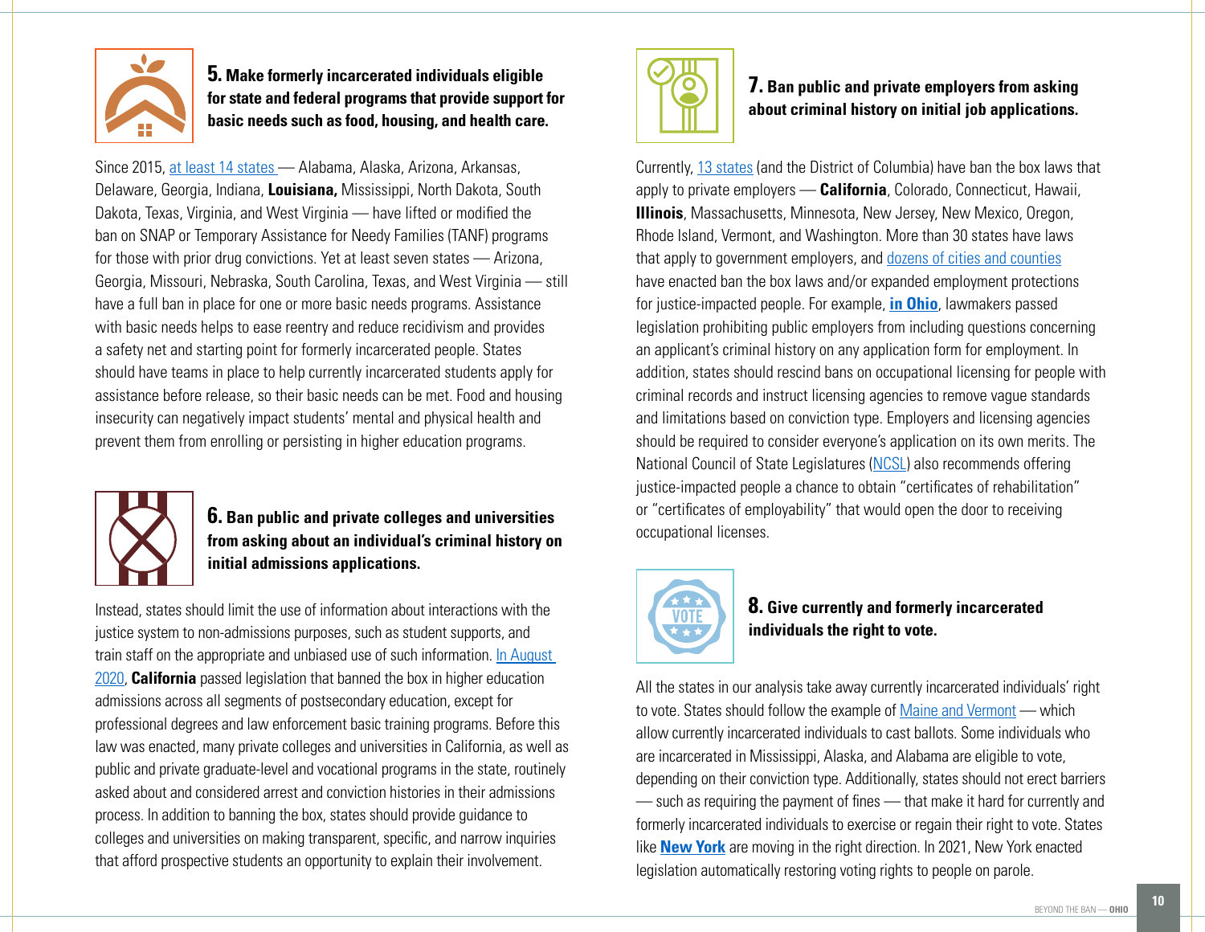### 5. Make formerly incarcerated individuals eligible for state and federal programs that provide support for basic needs such as food, housing, and health care.

Since 2015, at least 14 states — Alabama, Alaska, Arizona, Arkansas, Delaware, Georgia, Indiana, **Louisiana,** Mississippi, North Dakota, South Dakota, Texas, Virginia, and West Virginia — have lifted or modified the ban on SNAP or Temporary Assistance for Needy Families (TANF) programs for those with prior drug convictions. Yet at least seven states — Arizona, Georgia, Missouri, Nebraska, South Carolina, Texas, and West Virginia — still have a full ban in place for one or more basic needs programs. Assistance with basic needs helps to ease reentry and reduce recidivism and provides a safety net and starting point for formerly incarcerated people. States should have teams in place to help currently incarcerated students apply for assistance before release, so their basic needs can be met. Food and housing insecurity can negatively impact students' mental and physical health and prevent them from enrolling or persisting in higher education programs.

### 6. Ban public and private colleges and universities from asking about an individual's criminal history on initial admissions applications.

Instead, states should limit the use of information about interactions with the justice system to non-admissions purposes, such as student supports, and train staff on the appropriate and unbiased use of such information. In August 2020, **California** passed legislation that banned the box in higher education admissions across all segments of postsecondary education, except for professional degrees and law enforcement basic training programs. Before this law was enacted, many private colleges and universities in California, as well as public and private graduate-level and vocational programs in the state, routinely asked about and considered arrest and conviction histories in their admissions process. In addition to banning the box, states should provide guidance to colleges and universities on making transparent, specific, and narrow inquiries that afford prospective students an opportunity to explain their involvement.

### 7. Ban public and private employers from asking about criminal history on initial job applications.

Currently, 13 states (and the District of Columbia) have ban the box laws that apply to private employers — **California**, Colorado, Connecticut, Hawaii, **Illinois**, Massachusetts, Minnesota, New Jersey, New Mexico, Oregon, Rhode Island, Vermont, and Washington. More than 30 states have laws that apply to government employers, and dozens of cities and counties have enacted ban the box laws and/or expanded employment protections for justice-impacted people. For example, **in Ohio**, lawmakers passed legislation prohibiting public employers from including questions concerning an applicant's criminal history on any application form for employment. In addition, states should rescind bans on occupational licensing for people with criminal records and instruct licensing agencies to remove vague standards and limitations based on conviction type. Employers and licensing agencies should be required to consider everyone's application on its own merits. The National Council of State Legislatures (NCSL) also recommends offering justice-impacted people a chance to obtain "certificates of rehabilitation" or "certificates of employability" that would open the door to receiving occupational licenses.

### 8. Give currently and formerly incarcerated individuals the right to vote.

All the states in our analysis take away currently incarcerated individuals' right to vote. States should follow the example of Maine and Vermont — which allow currently incarcerated individuals to cast ballots. Some individuals who are incarcerated in Mississippi, Alaska, and Alabama are eligible to vote, depending on their conviction type. Additionally, states should not erect barriers — such as requiring the payment of fines — that make it hard for currently and formerly incarcerated individuals to exercise or regain their right to vote. States like **New York** are moving in the right direction. In 2021, New York enacted legislation automatically restoring voting rights to people on parole.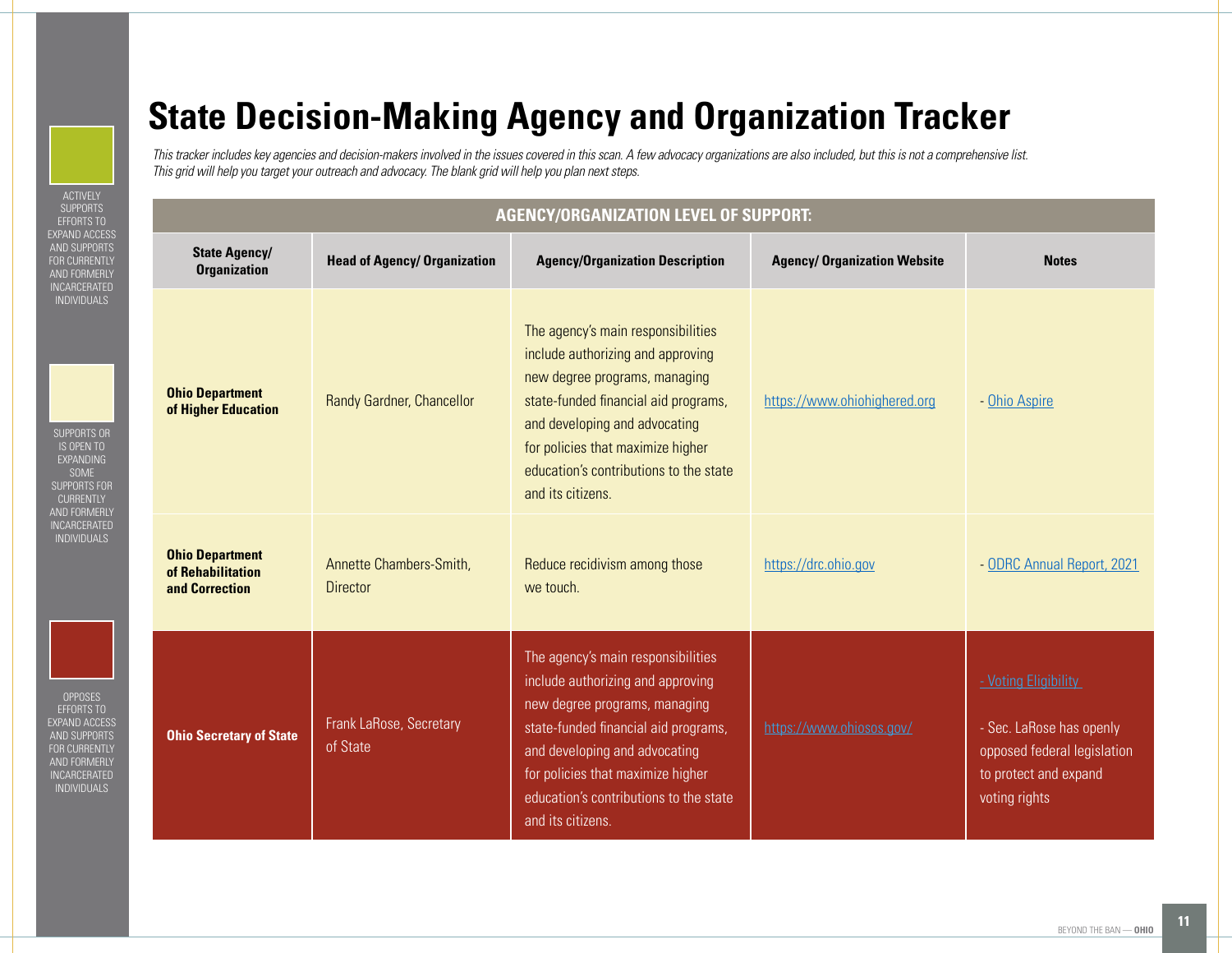# State Decision-Making Agency and Organization Tracker

*This tracker includes key agencies and decision-makers involved in the issues covered in this scan. A few advocacy organizations are also included, but this is not a comprehensive list. This grid will help you target your outreach and advocacy. The blank grid will help you plan next steps.*

ACTIVELY SUPPORTS EFFORTS TO EXPAND ACCESS AND SUPPORTS FOR CURRENTLY AND FORMERLY INCARCERATED INDIVIDUALS

SUPPORTS OR IS OPEN TO EXPANDING SOME SUPPORTS FOR CURRENTLY AND FORMERLY INCARCERATED INDIVIDUALS

OPPOSES EFFORTS TO EXPAND ACCESS AND SUPPORTS FOR CURRENTLY AND FORMERLY INCARCERATED INDIVIDUALS

| AGENCY/ORGANIZATION LEVEL OF SUPPORT: | | | | |
|---|---|---|---|---|
| **State Agency/ Organization** | **Head of Agency/ Organization** | **Agency/Organization Description** | **Agency/ Organization Website** | **Notes** |
| **Ohio Department of Higher Education** | Randy Gardner, Chancellor | The agency's main responsibilities include authorizing and approving new degree programs, managing state-funded financial aid programs, and developing and advocating for policies that maximize higher education's contributions to the state and its citizens. | https://www.ohiohighered.org | - Ohio Aspire |
| **Ohio Department of Rehabilitation and Correction** | Annette Chambers-Smith, Director | Reduce recidivism among those we touch. | https://drc.ohio.gov | - ODRC Annual Report, 2021 |
| **Ohio Secretary of State** | Frank LaRose, Secretary of State | The agency's main responsibilities include authorizing and approving new degree programs, managing state-funded financial aid programs, and developing and advocating for policies that maximize higher education's contributions to the state and its citizens. | https://www.ohiosos.gov/ | - Voting Eligibility<br><br>- Sec. LaRose has openly opposed federal legislation to protect and expand voting rights |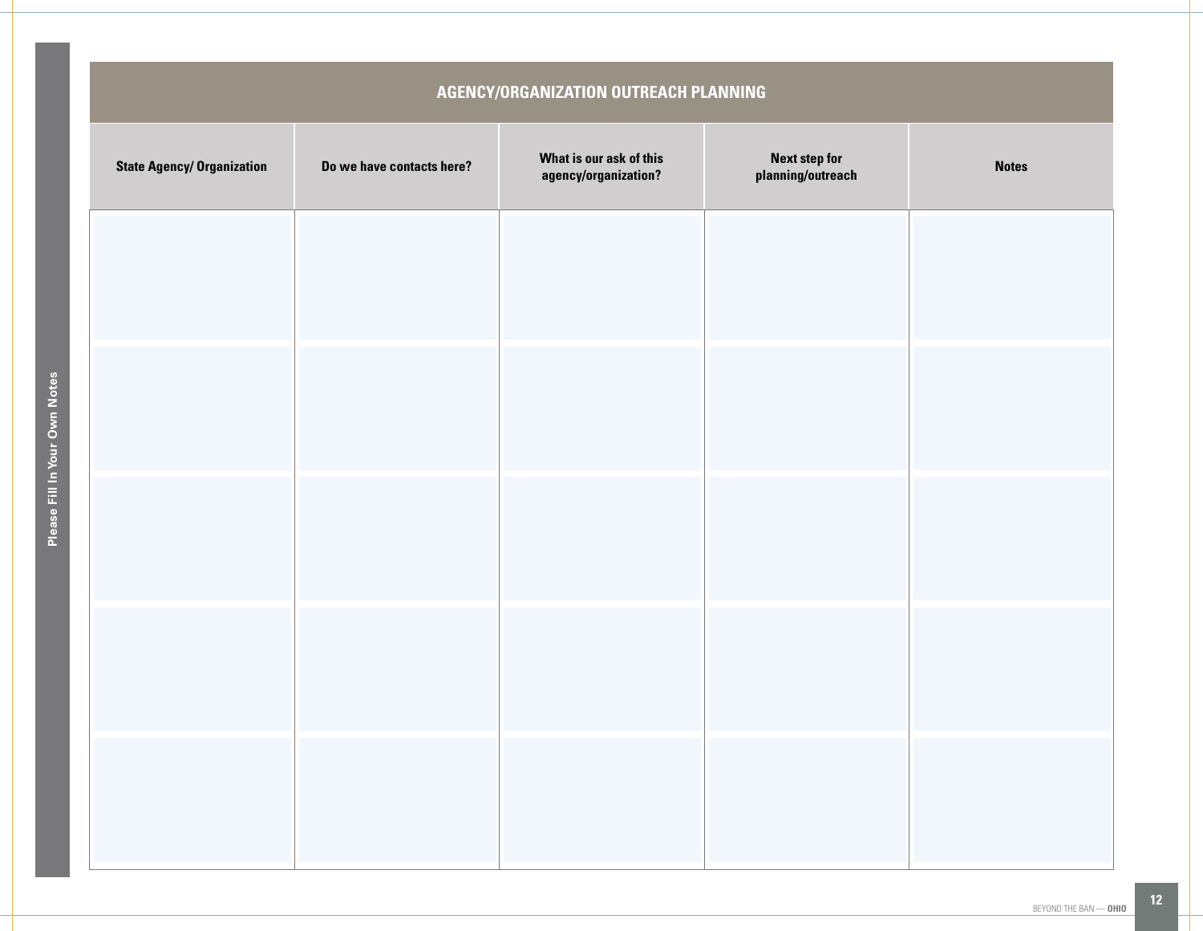Please Fill In Your Own Notes

## AGENCY/ORGANIZATION OUTREACH PLANNING

| State Agency/ Organization | Do we have contacts here? | What is our ask of this agency/organization? | Next step for planning/outreach | Notes |
|---|---|---|---|---|
| | | | | |
| | | | | |
| | | | | |
| | | | | |
| | | | | |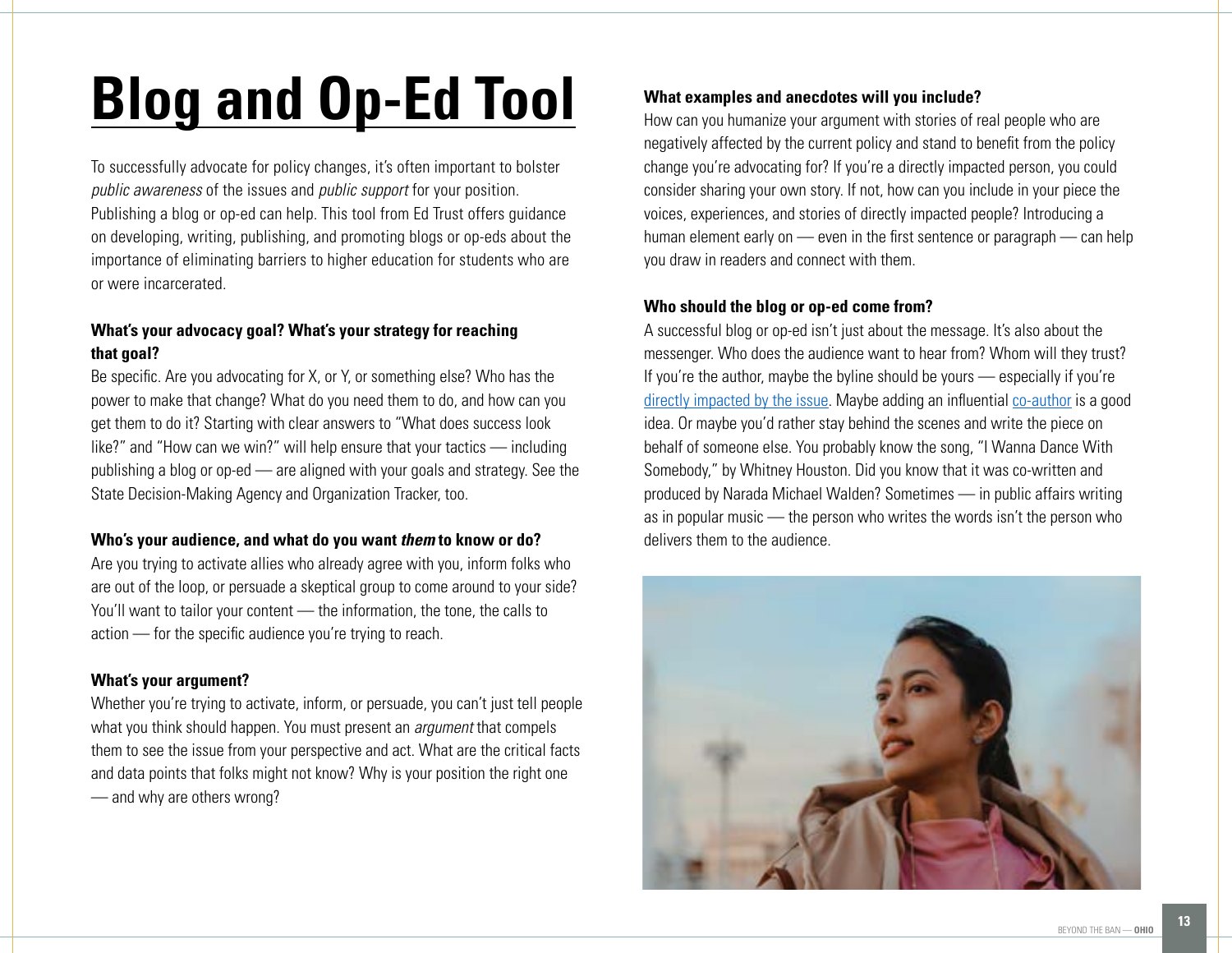# Blog and Op-Ed Tool

To successfully advocate for policy changes, it's often important to bolster *public awareness* of the issues and *public support* for your position. Publishing a blog or op-ed can help. This tool from Ed Trust offers guidance on developing, writing, publishing, and promoting blogs or op-eds about the importance of eliminating barriers to higher education for students who are or were incarcerated.

**What's your advocacy goal? What's your strategy for reaching that goal?**
Be specific. Are you advocating for X, or Y, or something else? Who has the power to make that change? What do you need them to do, and how can you get them to do it? Starting with clear answers to "What does success look like?" and "How can we win?" will help ensure that your tactics — including publishing a blog or op-ed — are aligned with your goals and strategy. See the State Decision-Making Agency and Organization Tracker, too.

**Who's your audience, and what do you want *them* to know or do?**
Are you trying to activate allies who already agree with you, inform folks who are out of the loop, or persuade a skeptical group to come around to your side? You'll want to tailor your content — the information, the tone, the calls to action — for the specific audience you're trying to reach.

**What's your argument?**
Whether you're trying to activate, inform, or persuade, you can't just tell people what you think should happen. You must present an *argument* that compels them to see the issue from your perspective and act. What are the critical facts and data points that folks might not know? Why is your position the right one — and why are others wrong?

**What examples and anecdotes will you include?**
How can you humanize your argument with stories of real people who are negatively affected by the current policy and stand to benefit from the policy change you're advocating for? If you're a directly impacted person, you could consider sharing your own story. If not, how can you include in your piece the voices, experiences, and stories of directly impacted people? Introducing a human element early on — even in the first sentence or paragraph — can help you draw in readers and connect with them.

**Who should the blog or op-ed come from?**
A successful blog or op-ed isn't just about the message. It's also about the messenger. Who does the audience want to hear from? Whom will they trust? If you're the author, maybe the byline should be yours — especially if you're directly impacted by the issue. Maybe adding an influential co-author is a good idea. Or maybe you'd rather stay behind the scenes and write the piece on behalf of someone else. You probably know the song, "I Wanna Dance With Somebody," by Whitney Houston. Did you know that it was co-written and produced by Narada Michael Walden? Sometimes — in public affairs writing as in popular music — the person who writes the words isn't the person who delivers them to the audience.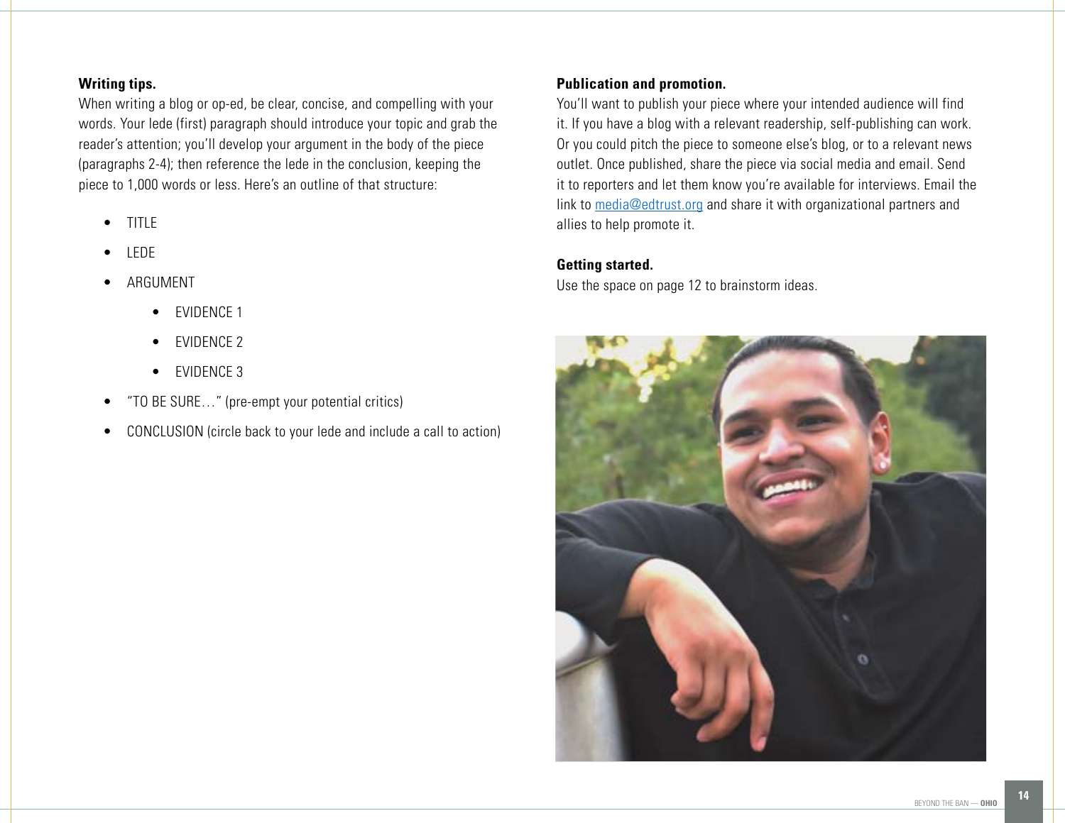**Writing tips.**

When writing a blog or op-ed, be clear, concise, and compelling with your words. Your lede (first) paragraph should introduce your topic and grab the reader's attention; you'll develop your argument in the body of the piece (paragraphs 2-4); then reference the lede in the conclusion, keeping the piece to 1,000 words or less. Here's an outline of that structure:

- TITLE
- LEDE
- ARGUMENT
  - EVIDENCE 1
  - EVIDENCE 2
  - EVIDENCE 3
- "TO BE SURE…" (pre-empt your potential critics)
- CONCLUSION (circle back to your lede and include a call to action)

**Publication and promotion.**

You'll want to publish your piece where your intended audience will find it. If you have a blog with a relevant readership, self-publishing can work. Or you could pitch the piece to someone else's blog, or to a relevant news outlet. Once published, share the piece via social media and email. Send it to reporters and let them know you're available for interviews. Email the link to media@edtrust.org and share it with organizational partners and allies to help promote it.

**Getting started.**

Use the space on page 12 to brainstorm ideas.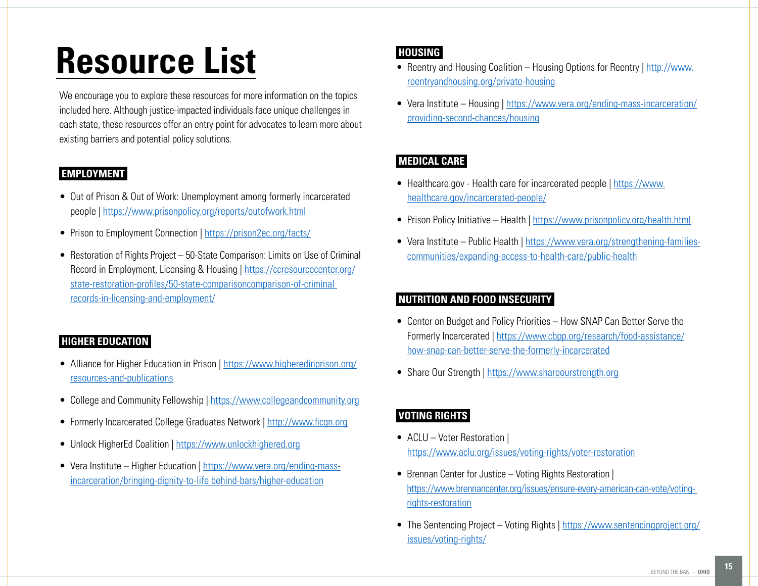# Resource List

We encourage you to explore these resources for more information on the topics included here. Although justice-impacted individuals face unique challenges in each state, these resources offer an entry point for advocates to learn more about existing barriers and potential policy solutions.

## EMPLOYMENT

- Out of Prison & Out of Work: Unemployment among formerly incarcerated people | https://www.prisonpolicy.org/reports/outofwork.html
- Prison to Employment Connection | https://prison2ec.org/facts/
- Restoration of Rights Project – 50-State Comparison: Limits on Use of Criminal Record in Employment, Licensing & Housing | https://ccresourcecenter.org/state-restoration-profiles/50-state-comparisoncomparison-of-criminal records-in-licensing-and-employment/

## HIGHER EDUCATION

- Alliance for Higher Education in Prison | https://www.higheredinprison.org/resources-and-publications
- College and Community Fellowship | https://www.collegeandcommunity.org
- Formerly Incarcerated College Graduates Network | http://www.ficgn.org
- Unlock HigherEd Coalition | https://www.unlockhighered.org
- Vera Institute – Higher Education | https://www.vera.org/ending-mass-incarceration/bringing-dignity-to-life behind-bars/higher-education

## HOUSING

- Reentry and Housing Coalition – Housing Options for Reentry | http://www.reentryandhousing.org/private-housing
- Vera Institute – Housing | https://www.vera.org/ending-mass-incarceration/providing-second-chances/housing

## MEDICAL CARE

- Healthcare.gov - Health care for incarcerated people | https://www.healthcare.gov/incarcerated-people/
- Prison Policy Initiative – Health | https://www.prisonpolicy.org/health.html
- Vera Institute – Public Health | https://www.vera.org/strengthening-families-communities/expanding-access-to-health-care/public-health

## NUTRITION AND FOOD INSECURITY

- Center on Budget and Policy Priorities – How SNAP Can Better Serve the Formerly Incarcerated | https://www.cbpp.org/research/food-assistance/how-snap-can-better-serve-the-formerly-incarcerated
- Share Our Strength | https://www.shareourstrength.org

## VOTING RIGHTS

- ACLU – Voter Restoration | https://www.aclu.org/issues/voting-rights/voter-restoration
- Brennan Center for Justice – Voting Rights Restoration | https://www.brennancenter.org/issues/ensure-every-american-can-vote/voting-rights-restoration
- The Sentencing Project – Voting Rights | https://www.sentencingproject.org/issues/voting-rights/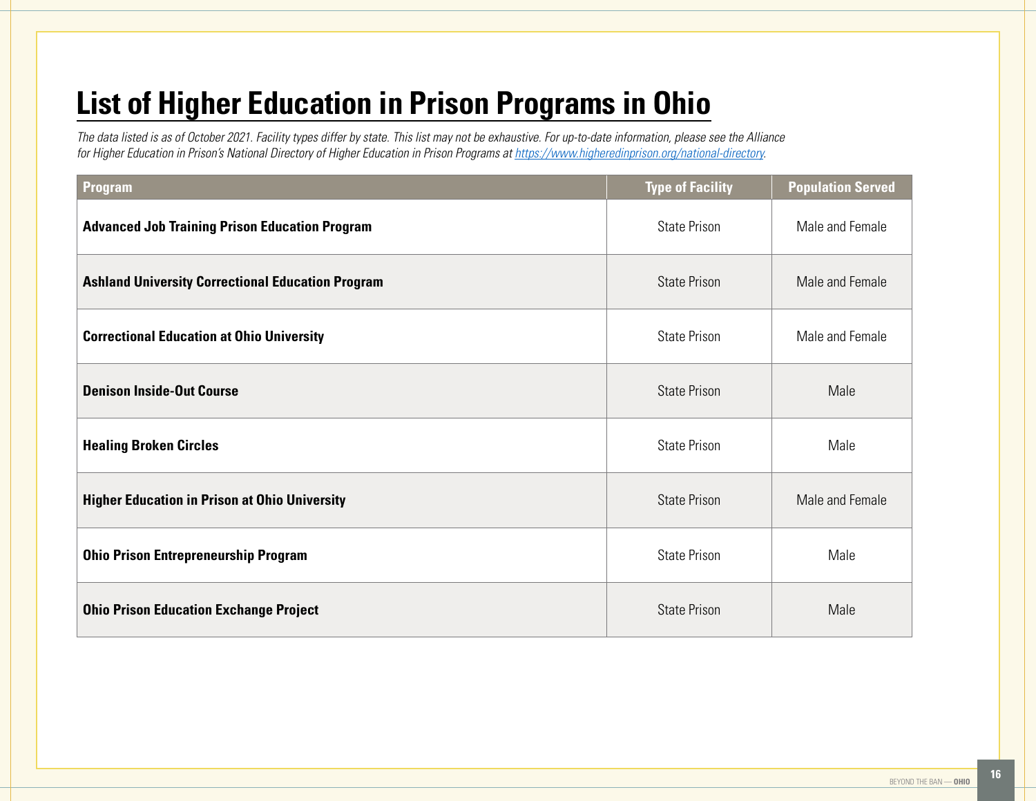# List of Higher Education in Prison Programs in Ohio

*The data listed is as of October 2021. Facility types differ by state. This list may not be exhaustive. For up-to-date information, please see the Alliance for Higher Education in Prison's National Directory of Higher Education in Prison Programs at [https://www.higheredinprison.org/national-directory](https://www.higheredinprison.org/national-directory).*

| Program | Type of Facility | Population Served |
|---|---|---|
| **Advanced Job Training Prison Education Program** | State Prison | Male and Female |
| **Ashland University Correctional Education Program** | State Prison | Male and Female |
| **Correctional Education at Ohio University** | State Prison | Male and Female |
| **Denison Inside-Out Course** | State Prison | Male |
| **Healing Broken Circles** | State Prison | Male |
| **Higher Education in Prison at Ohio University** | State Prison | Male and Female |
| **Ohio Prison Entrepreneurship Program** | State Prison | Male |
| **Ohio Prison Education Exchange Project** | State Prison | Male |